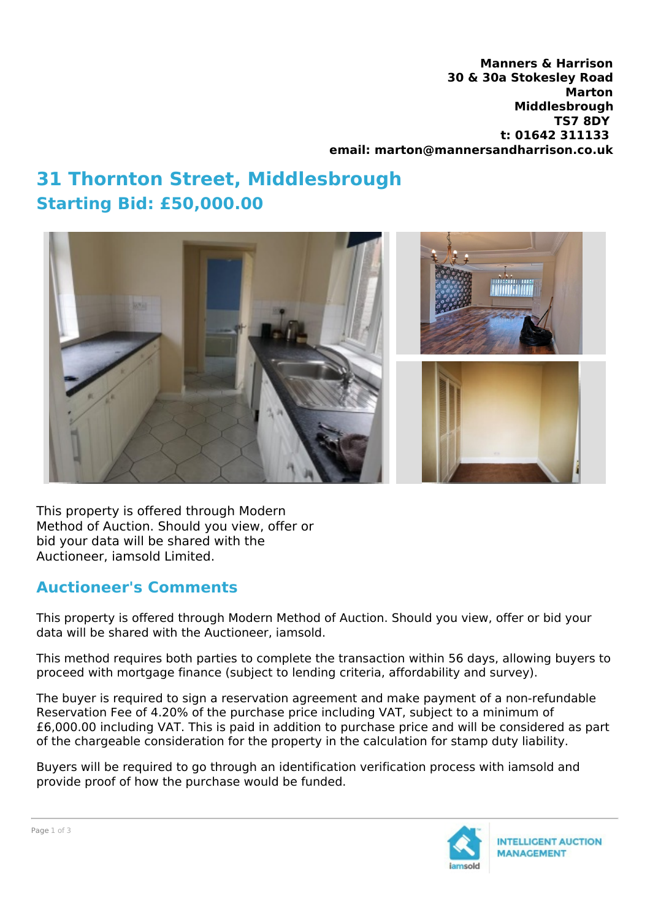**Manners & Harrison**
**30 & 30a Stokesley Road**
**Marton**
**Middlesbrough**
**TS7 8DY**
**t: 01642 311133**
**email: marton@mannersandharrison.co.uk**

# 31 Thornton Street, Middlesbrough

## Starting Bid: £50,000.00

This property is offered through Modern Method of Auction. Should you view, offer or bid your data will be shared with the Auctioneer, iamsold Limited.

## Auctioneer's Comments

This property is offered through Modern Method of Auction. Should you view, offer or bid your data will be shared with the Auctioneer, iamsold.

This method requires both parties to complete the transaction within 56 days, allowing buyers to proceed with mortgage finance (subject to lending criteria, affordability and survey).

The buyer is required to sign a reservation agreement and make payment of a non-refundable Reservation Fee of 4.20% of the purchase price including VAT, subject to a minimum of £6,000.00 including VAT. This is paid in addition to purchase price and will be considered as part of the chargeable consideration for the property in the calculation for stamp duty liability.

Buyers will be required to go through an identification verification process with iamsold and provide proof of how the purchase would be funded.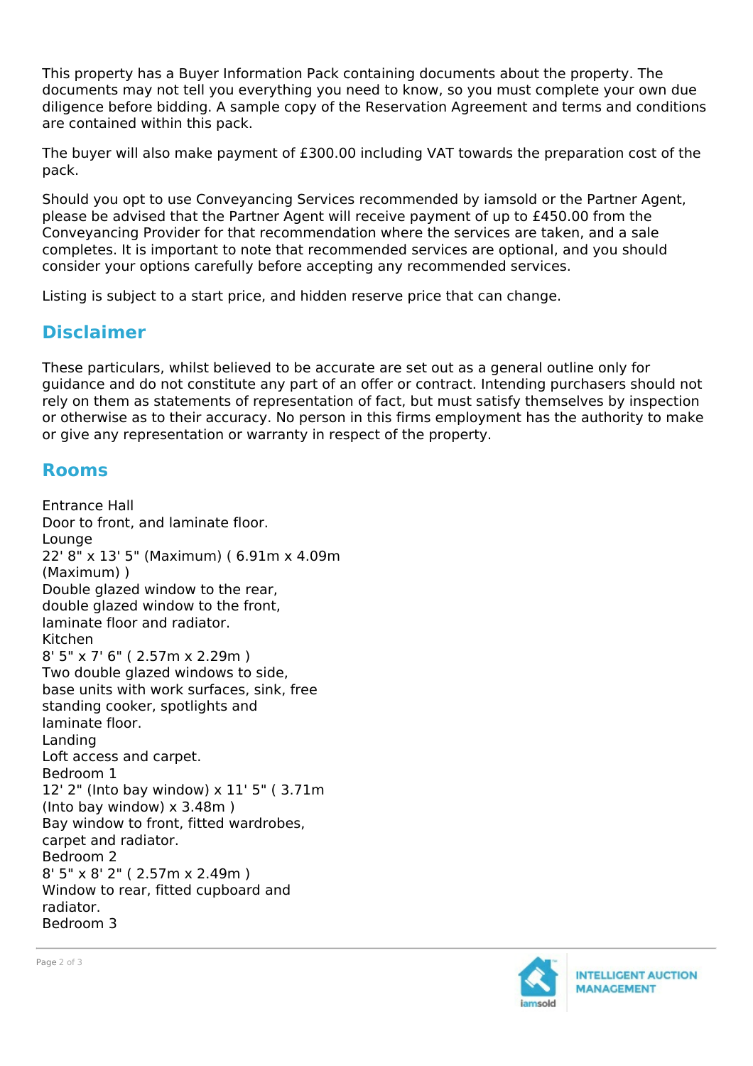This property has a Buyer Information Pack containing documents about the property. The documents may not tell you everything you need to know, so you must complete your own due diligence before bidding. A sample copy of the Reservation Agreement and terms and conditions are contained within this pack.

The buyer will also make payment of £300.00 including VAT towards the preparation cost of the pack.

Should you opt to use Conveyancing Services recommended by iamsold or the Partner Agent, please be advised that the Partner Agent will receive payment of up to £450.00 from the Conveyancing Provider for that recommendation where the services are taken, and a sale completes. It is important to note that recommended services are optional, and you should consider your options carefully before accepting any recommended services.

Listing is subject to a start price, and hidden reserve price that can change.

## Disclaimer

These particulars, whilst believed to be accurate are set out as a general outline only for guidance and do not constitute any part of an offer or contract. Intending purchasers should not rely on them as statements of representation of fact, but must satisfy themselves by inspection or otherwise as to their accuracy. No person in this firms employment has the authority to make or give any representation or warranty in respect of the property.

## Rooms

Entrance Hall
Door to front, and laminate floor.
Lounge
22' 8" x 13' 5" (Maximum) ( 6.91m x 4.09m (Maximum) )
Double glazed window to the rear, double glazed window to the front, laminate floor and radiator.
Kitchen
8' 5" x 7' 6" ( 2.57m x 2.29m )
Two double glazed windows to side, base units with work surfaces, sink, free standing cooker, spotlights and laminate floor.
Landing
Loft access and carpet.
Bedroom 1
12' 2" (Into bay window) x 11' 5" ( 3.71m (Into bay window) x 3.48m )
Bay window to front, fitted wardrobes, carpet and radiator.
Bedroom 2
8' 5" x 8' 2" ( 2.57m x 2.49m )
Window to rear, fitted cupboard and radiator.
Bedroom 3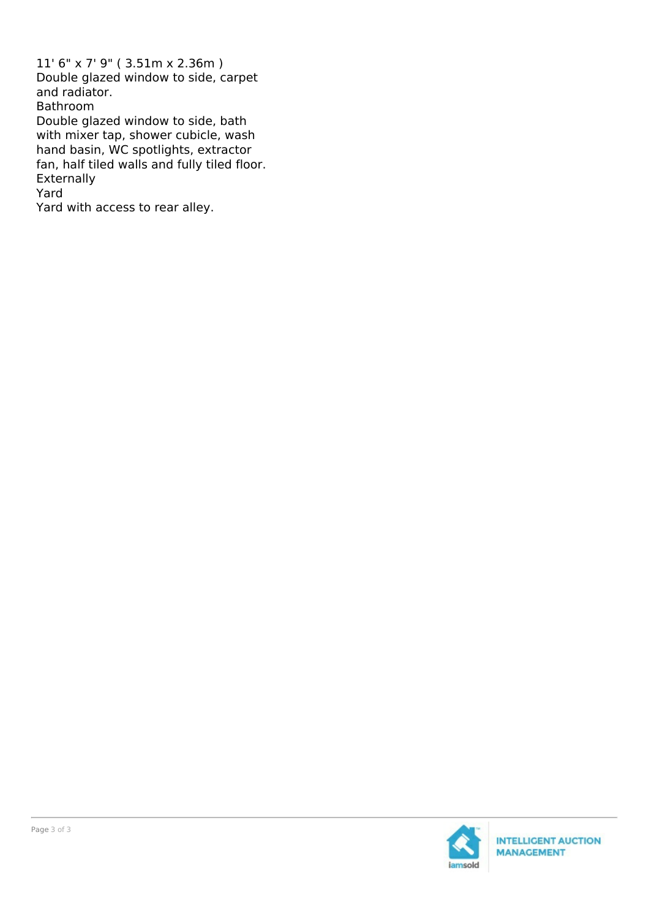11' 6" x 7' 9" ( 3.51m x 2.36m )
Double glazed window to side, carpet and radiator.

### Bathroom

Double glazed window to side, bath with mixer tap, shower cubicle, wash hand basin, WC spotlights, extractor fan, half tiled walls and fully tiled floor.

## Externally

### Yard

Yard with access to rear alley.